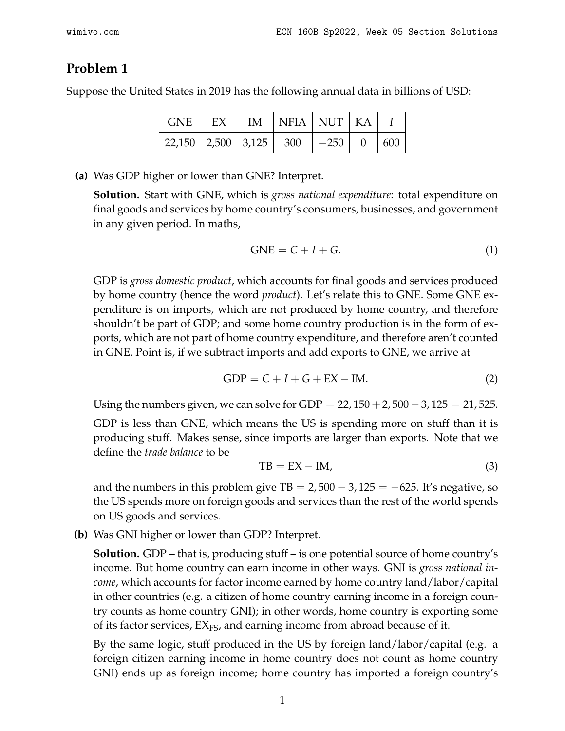## Problem 1

Suppose the United States in 2019 has the following annual data in billions of USD:

| GNE | EX | IM | NFIA | NUT | KA | $I$ |
|---|---|---|---|---|---|---|
| 22,150 | 2,500 | 3,125 | 300 | −250 | 0 | 600 |

**(a)** Was GDP higher or lower than GNE? Interpret.

**Solution.** Start with GNE, which is *gross national expenditure*: total expenditure on final goods and services by home country's consumers, businesses, and government in any given period. In maths,

$$\text{GNE} = C + I + G. \tag{1}$$

GDP is *gross domestic product*, which accounts for final goods and services produced by home country (hence the word *product*). Let's relate this to GNE. Some GNE expenditure is on imports, which are not produced by home country, and therefore shouldn't be part of GDP; and some home country production is in the form of exports, which are not part of home country expenditure, and therefore aren't counted in GNE. Point is, if we subtract imports and add exports to GNE, we arrive at

$$\text{GDP} = C + I + G + \text{EX} - \text{IM}. \tag{2}$$

Using the numbers given, we can solve for $\text{GDP} = 22,150 + 2,500 - 3,125 = 21,525$.

GDP is less than GNE, which means the US is spending more on stuff than it is producing stuff. Makes sense, since imports are larger than exports. Note that we define the *trade balance* to be

$$\text{TB} = \text{EX} - \text{IM}, \tag{3}$$

and the numbers in this problem give $\text{TB} = 2,500 - 3,125 = -625$. It's negative, so the US spends more on foreign goods and services than the rest of the world spends on US goods and services.

**(b)** Was GNI higher or lower than GDP? Interpret.

**Solution.** GDP – that is, producing stuff – is one potential source of home country's income. But home country can earn income in other ways. GNI is *gross national income*, which accounts for factor income earned by home country land/labor/capital in other countries (e.g. a citizen of home country earning income in a foreign country counts as home country GNI); in other words, home country is exporting some of its factor services, $\text{EX}_{\text{FS}}$, and earning income from abroad because of it.

By the same logic, stuff produced in the US by foreign land/labor/capital (e.g. a foreign citizen earning income in home country does not count as home country GNI) ends up as foreign income; home country has imported a foreign country's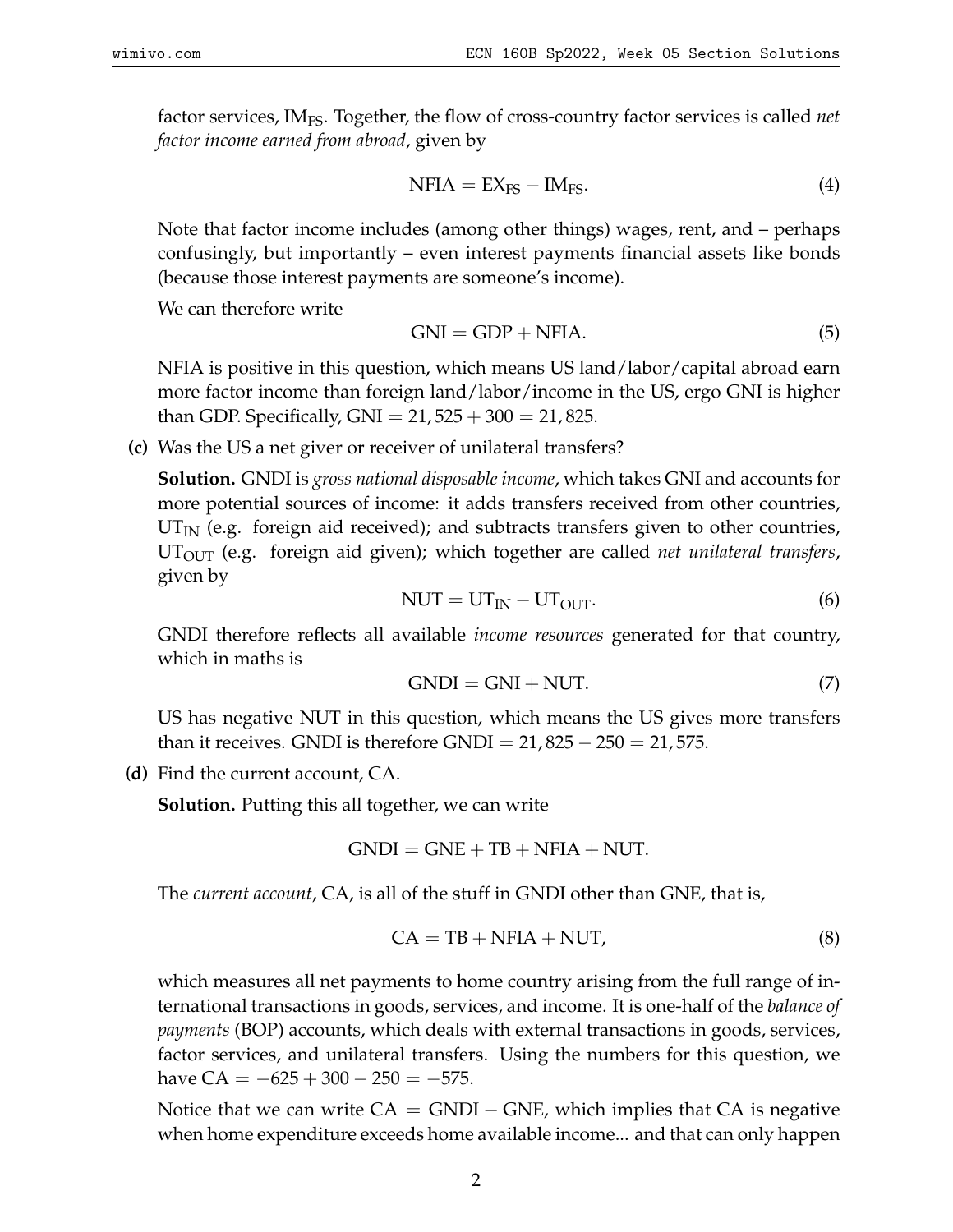factor services, $\text{IM}_{\text{FS}}$. Together, the flow of cross-country factor services is called *net factor income earned from abroad*, given by

$$\text{NFIA} = \text{EX}_{\text{FS}} - \text{IM}_{\text{FS}}. \tag{4}$$

Note that factor income includes (among other things) wages, rent, and – perhaps confusingly, but importantly – even interest payments financial assets like bonds (because those interest payments are someone's income).

We can therefore write

$$\text{GNI} = \text{GDP} + \text{NFIA}. \tag{5}$$

NFIA is positive in this question, which means US land/labor/capital abroad earn more factor income than foreign land/labor/income in the US, ergo GNI is higher than GDP. Specifically, $\text{GNI} = 21,525 + 300 = 21,825$.

**(c)** Was the US a net giver or receiver of unilateral transfers?

**Solution.** GNDI is *gross national disposable income*, which takes GNI and accounts for more potential sources of income: it adds transfers received from other countries, $\text{UT}_{\text{IN}}$ (e.g. foreign aid received); and subtracts transfers given to other countries, $\text{UT}_{\text{OUT}}$ (e.g. foreign aid given); which together are called *net unilateral transfers*, given by

$$\text{NUT} = \text{UT}_{\text{IN}} - \text{UT}_{\text{OUT}}. \tag{6}$$

GNDI therefore reflects all available *income resources* generated for that country, which in maths is

$$\text{GNDI} = \text{GNI} + \text{NUT}. \tag{7}$$

US has negative NUT in this question, which means the US gives more transfers than it receives. GNDI is therefore $\text{GNDI} = 21,825 - 250 = 21,575$.

**(d)** Find the current account, CA.

**Solution.** Putting this all together, we can write

$$\text{GNDI} = \text{GNE} + \text{TB} + \text{NFIA} + \text{NUT}.$$

The *current account*, CA, is all of the stuff in GNDI other than GNE, that is,

$$\text{CA} = \text{TB} + \text{NFIA} + \text{NUT}, \tag{8}$$

which measures all net payments to home country arising from the full range of international transactions in goods, services, and income. It is one-half of the *balance of payments* (BOP) accounts, which deals with external transactions in goods, services, factor services, and unilateral transfers. Using the numbers for this question, we have $\text{CA} = -625 + 300 - 250 = -575$.

Notice that we can write $\text{CA} = \text{GNDI} - \text{GNE}$, which implies that CA is negative when home expenditure exceeds home available income... and that can only happen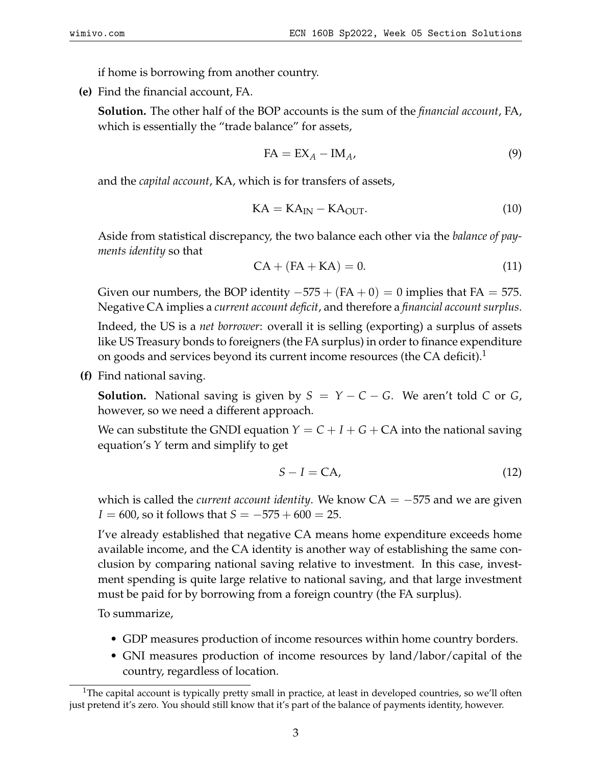if home is borrowing from another country.

**(e)** Find the financial account, FA.

**Solution.** The other half of the BOP accounts is the sum of the *financial account*, FA, which is essentially the "trade balance" for assets,

$$\text{FA} = \text{EX}_A - \text{IM}_A, \tag{9}$$

and the *capital account*, KA, which is for transfers of assets,

$$\text{KA} = \text{KA}_{\text{IN}} - \text{KA}_{\text{OUT}}. \tag{10}$$

Aside from statistical discrepancy, the two balance each other via the *balance of payments identity* so that

$$\text{CA} + (\text{FA} + \text{KA}) = 0. \tag{11}$$

Given our numbers, the BOP identity $-575 + (\text{FA} + 0) = 0$ implies that $\text{FA} = 575$. Negative CA implies a *current account deficit*, and therefore a *financial account surplus*.

Indeed, the US is a *net borrower*: overall it is selling (exporting) a surplus of assets like US Treasury bonds to foreigners (the FA surplus) in order to finance expenditure on goods and services beyond its current income resources (the CA deficit).[1]

**(f)** Find national saving.

**Solution.** National saving is given by $S = Y - C - G$. We aren't told $C$ or $G$, however, so we need a different approach.

We can substitute the GNDI equation $Y = C + I + G + \text{CA}$ into the national saving equation's $Y$ term and simplify to get

$$S - I = \text{CA}, \tag{12}$$

which is called the *current account identity*. We know $\text{CA} = -575$ and we are given $I = 600$, so it follows that $S = -575 + 600 = 25$.

I've already established that negative CA means home expenditure exceeds home available income, and the CA identity is another way of establishing the same conclusion by comparing national saving relative to investment. In this case, investment spending is quite large relative to national saving, and that large investment must be paid for by borrowing from a foreign country (the FA surplus).

To summarize,

- GDP measures production of income resources within home country borders.
- GNI measures production of income resources by land/labor/capital of the country, regardless of location.

[1] The capital account is typically pretty small in practice, at least in developed countries, so we'll often just pretend it's zero. You should still know that it's part of the balance of payments identity, however.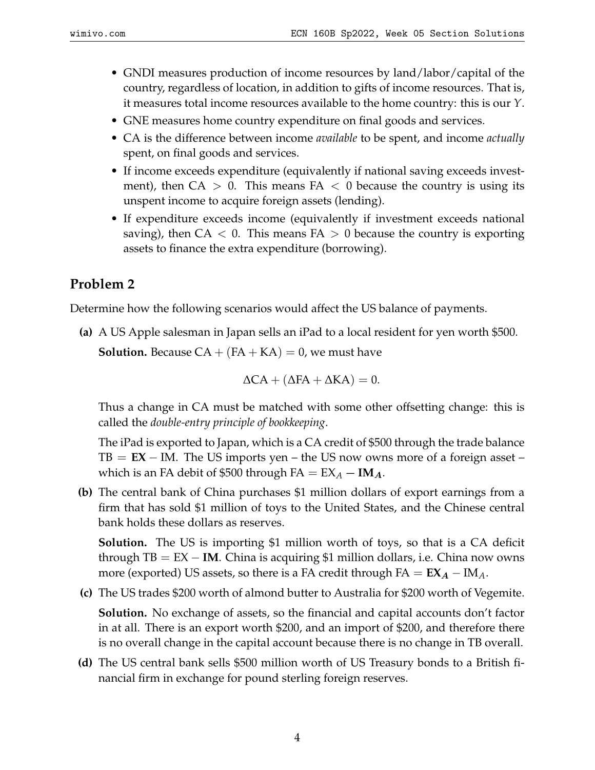- GNDI measures production of income resources by land/labor/capital of the country, regardless of location, in addition to gifts of income resources. That is, it measures total income resources available to the home country: this is our $Y$.
- GNE measures home country expenditure on final goods and services.
- CA is the difference between income *available* to be spent, and income *actually* spent, on final goods and services.
- If income exceeds expenditure (equivalently if national saving exceeds investment), then $\text{CA} > 0$. This means $\text{FA} < 0$ because the country is using its unspent income to acquire foreign assets (lending).
- If expenditure exceeds income (equivalently if investment exceeds national saving), then $\text{CA} < 0$. This means $\text{FA} > 0$ because the country is exporting assets to finance the extra expenditure (borrowing).

## Problem 2

Determine how the following scenarios would affect the US balance of payments.

**(a)** A US Apple salesman in Japan sells an iPad to a local resident for yen worth \$500.

**Solution.** Because $\text{CA} + (\text{FA} + \text{KA}) = 0$, we must have

$$\Delta\text{CA} + (\Delta\text{FA} + \Delta\text{KA}) = 0.$$

Thus a change in CA must be matched with some other offsetting change: this is called the *double-entry principle of bookkeeping*.

The iPad is exported to Japan, which is a CA credit of \$500 through the trade balance $\text{TB} = \textbf{EX} - \text{IM}$. The US imports yen – the US now owns more of a foreign asset – which is an FA debit of \$500 through $\text{FA} = \text{EX}_A - \mathbf{IM_A}$.

**(b)** The central bank of China purchases \$1 million dollars of export earnings from a firm that has sold \$1 million of toys to the United States, and the Chinese central bank holds these dollars as reserves.

**Solution.** The US is importing \$1 million worth of toys, so that is a CA deficit through $\text{TB} = \text{EX} - \textbf{IM}$. China is acquiring \$1 million dollars, i.e. China now owns more (exported) US assets, so there is a FA credit through $\text{FA} = \mathbf{EX_A} - \text{IM}_A$.

**(c)** The US trades \$200 worth of almond butter to Australia for \$200 worth of Vegemite.

**Solution.** No exchange of assets, so the financial and capital accounts don't factor in at all. There is an export worth \$200, and an import of \$200, and therefore there is no overall change in the capital account because there is no change in TB overall.

**(d)** The US central bank sells \$500 million worth of US Treasury bonds to a British financial firm in exchange for pound sterling foreign reserves.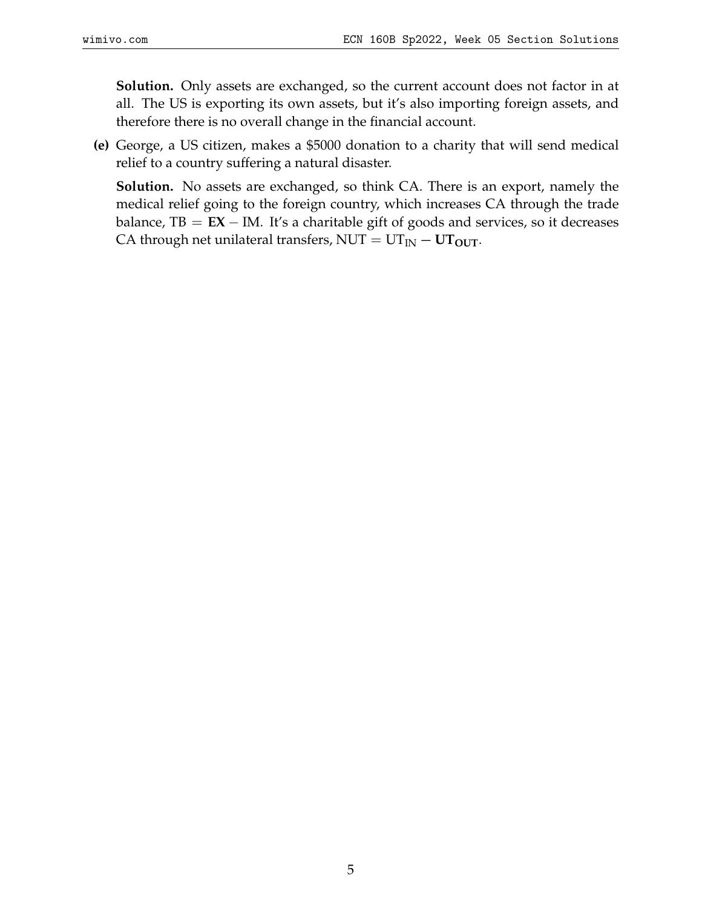**Solution.** Only assets are exchanged, so the current account does not factor in at all. The US is exporting its own assets, but it's also importing foreign assets, and therefore there is no overall change in the financial account.

**(e)** George, a US citizen, makes a \$5000 donation to a charity that will send medical relief to a country suffering a natural disaster.

**Solution.** No assets are exchanged, so think CA. There is an export, namely the medical relief going to the foreign country, which increases CA through the trade balance, $\text{TB} = \mathbf{EX} - \text{IM}$. It's a charitable gift of goods and services, so it decreases CA through net unilateral transfers, $\text{NUT} = \text{UT}_{\text{IN}} - \mathbf{UT_{OUT}}$.